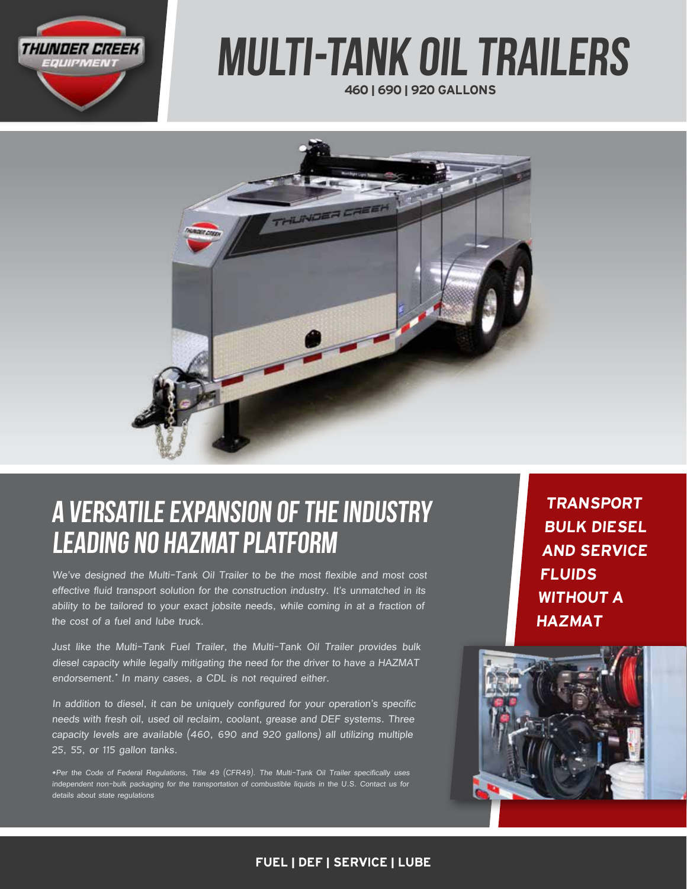# MULTI-TANK OIL TRAILERS

**460 | 690 | 920 GALLONS**

## A VERSATILE EXPANSION OF THE INDUSTRY LEADING NO HAZMAT PLATFORM

*We've designed the Multi-Tank Oil Trailer to be the most flexible and most cost effective fluid transport solution for the construction industry. It's unmatched in its ability to be tailored to your exact jobsite needs, while coming in at a fraction of the cost of a fuel and lube truck.*

*Just like the Multi-Tank Fuel Trailer, the Multi-Tank Oil Trailer provides bulk diesel capacity while legally mitigating the need for the driver to have a HAZMAT endorsement.* In many cases, a CDL is not required either.*

*In addition to diesel, it can be uniquely configured for your operation's specific needs with fresh oil, used oil reclaim, coolant, grease and DEF systems. Three capacity levels are available (460, 690 and 920 gallons) all utilizing multiple 25, 55, or 115 gallon tanks.*

*\*Per the Code of Federal Regulations, Title 49 (CFR49). The Multi-Tank Oil Trailer specifically uses independent non-bulk packaging for the transportation of combustible liquids in the U.S. Contact us for details about state regulations*

**TRANSPORT BULK DIESEL AND SERVICE FLUIDS WITHOUT A HAZMAT**

**FUEL | DEF | SERVICE | LUBE**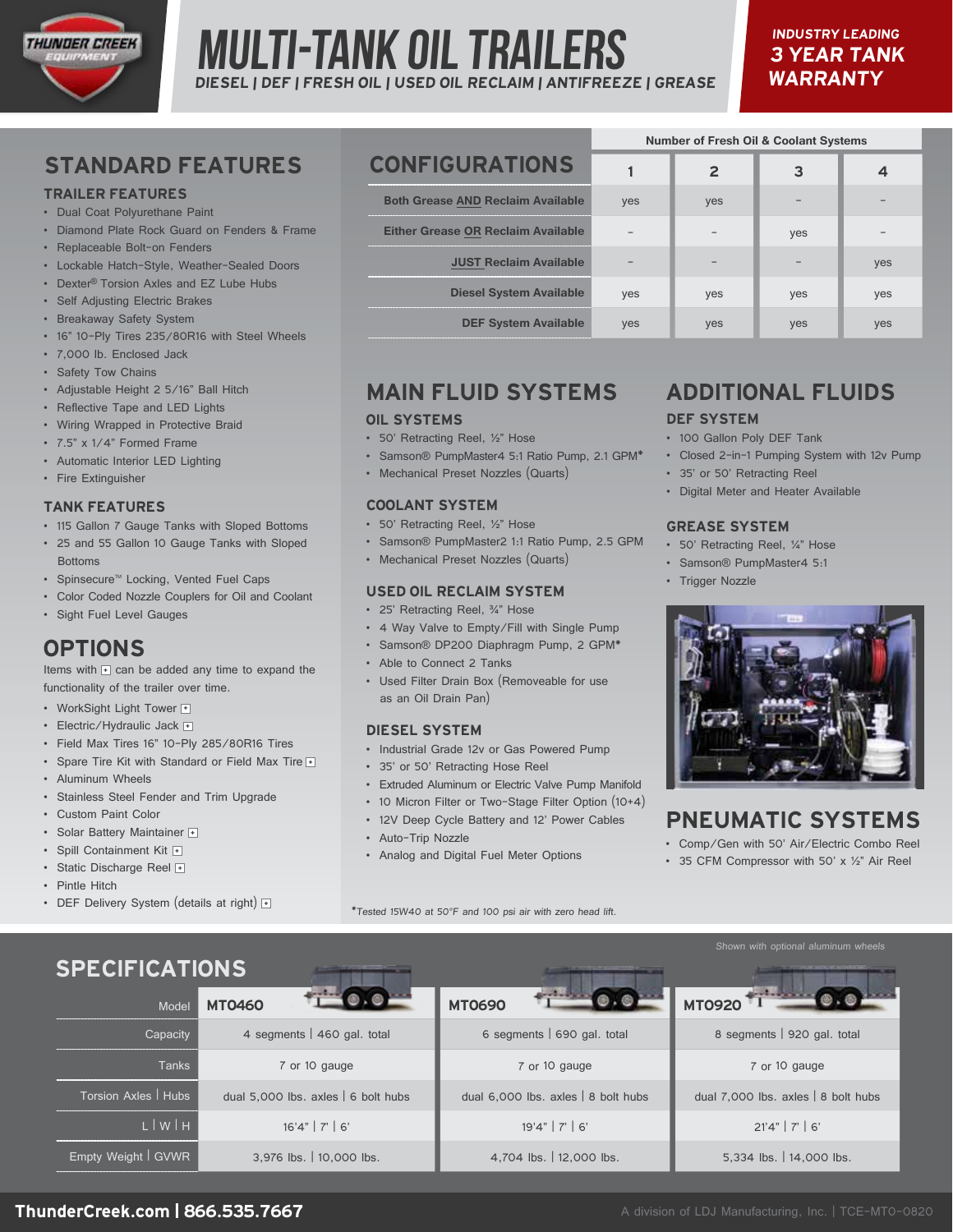# MULTI-TANK OIL TRAILERS

*DIESEL | DEF | FRESH OIL | USED OIL RECLAIM | ANTIFREEZE | GREASE*

***INDUSTRY LEADING 3 YEAR TANK WARRANTY***

## STANDARD FEATURES

### TRAILER FEATURES

- Dual Coat Polyurethane Paint
- Diamond Plate Rock Guard on Fenders & Frame
- Replaceable Bolt-on Fenders
- Lockable Hatch-Style, Weather-Sealed Doors
- Dexter® Torsion Axles and EZ Lube Hubs
- Self Adjusting Electric Brakes
- Breakaway Safety System
- 16" 10-Ply Tires 235/80R16 with Steel Wheels
- 7,000 lb. Enclosed Jack
- Safety Tow Chains
- Adjustable Height 2 5/16" Ball Hitch
- Reflective Tape and LED Lights
- Wiring Wrapped in Protective Braid
- 7.5" x 1/4" Formed Frame
- Automatic Interior LED Lighting
- Fire Extinguisher

### TANK FEATURES

- 115 Gallon 7 Gauge Tanks with Sloped Bottoms
- 25 and 55 Gallon 10 Gauge Tanks with Sloped Bottoms
- Spinsecure™ Locking, Vented Fuel Caps
- Color Coded Nozzle Couplers for Oil and Coolant
- Sight Fuel Level Gauges

## OPTIONS

Items with [+] can be added any time to expand the functionality of the trailer over time.

- WorkSight Light Tower [+]
- Electric/Hydraulic Jack [+]
- Field Max Tires 16" 10-Ply 285/80R16 Tires
- Spare Tire Kit with Standard or Field Max Tire [+]
- Aluminum Wheels
- Stainless Steel Fender and Trim Upgrade
- Custom Paint Color
- Solar Battery Maintainer [+]
- Spill Containment Kit [+]
- Static Discharge Reel [+]
- Pintle Hitch
- DEF Delivery System (details at right) [+]

## CONFIGURATIONS

| | Number of Fresh Oil & Coolant Systems | | | |
|---|---|---|---|---|
| | **1** | **2** | **3** | **4** |
| **Both Grease AND Reclaim Available** | yes | yes | – | – |
| **Either Grease OR Reclaim Available** | – | – | yes | – |
| **JUST Reclaim Available** | – | – | – | yes |
| **Diesel System Available** | yes | yes | yes | yes |
| **DEF System Available** | yes | yes | yes | yes |

## MAIN FLUID SYSTEMS

### OIL SYSTEMS

- 50' Retracting Reel, ½" Hose
- Samson® PumpMaster4 5:1 Ratio Pump, 2.1 GPM*
- Mechanical Preset Nozzles (Quarts)

### COOLANT SYSTEM

- 50' Retracting Reel, ½" Hose
- Samson® PumpMaster2 1:1 Ratio Pump, 2.5 GPM
- Mechanical Preset Nozzles (Quarts)

### USED OIL RECLAIM SYSTEM

- 25' Retracting Reel, ¾" Hose
- 4 Way Valve to Empty/Fill with Single Pump
- Samson® DP200 Diaphragm Pump, 2 GPM*
- Able to Connect 2 Tanks
- Used Filter Drain Box (Removeable for use as an Oil Drain Pan)

### DIESEL SYSTEM

- Industrial Grade 12v or Gas Powered Pump
- 35' or 50' Retracting Hose Reel
- Extruded Aluminum or Electric Valve Pump Manifold
- 10 Micron Filter or Two-Stage Filter Option (10+4)
- 12V Deep Cycle Battery and 12' Power Cables
- Auto-Trip Nozzle
- Analog and Digital Fuel Meter Options

*\*Tested 15W40 at 50°F and 100 psi air with zero head lift.*

## ADDITIONAL FLUIDS

### DEF SYSTEM

- 100 Gallon Poly DEF Tank
- Closed 2-in-1 Pumping System with 12v Pump
- 35' or 50' Retracting Reel
- Digital Meter and Heater Available

### GREASE SYSTEM

- 50' Retracting Reel, ¼" Hose
- Samson® PumpMaster4 5:1
- Trigger Nozzle

## PNEUMATIC SYSTEMS

- Comp/Gen with 50' Air/Electric Combo Reel
- 35 CFM Compressor with 50' x ½" Air Reel

## SPECIFICATIONS

*Shown with optional aluminum wheels*

| Model | MT0460 | MT0690 | MT0920 |
|---|---|---|---|
| Capacity | 4 segments \| 460 gal. total | 6 segments \| 690 gal. total | 8 segments \| 920 gal. total |
| Tanks | 7 or 10 gauge | 7 or 10 gauge | 7 or 10 gauge |
| Torsion Axles \| Hubs | dual 5,000 lbs. axles \| 6 bolt hubs | dual 6,000 lbs. axles \| 8 bolt hubs | dual 7,000 lbs. axles \| 8 bolt hubs |
| L \| W \| H | 16'4" \| 7' \| 6' | 19'4" \| 7' \| 6' | 21'4" \| 7' \| 6' |
| Empty Weight \| GVWR | 3,976 lbs. \| 10,000 lbs. | 4,704 lbs. \| 12,000 lbs. | 5,334 lbs. \| 14,000 lbs. |

**ThunderCreek.com | 866.535.7667**

A division of LDJ Manufacturing, Inc. | TCE-MT0-0820